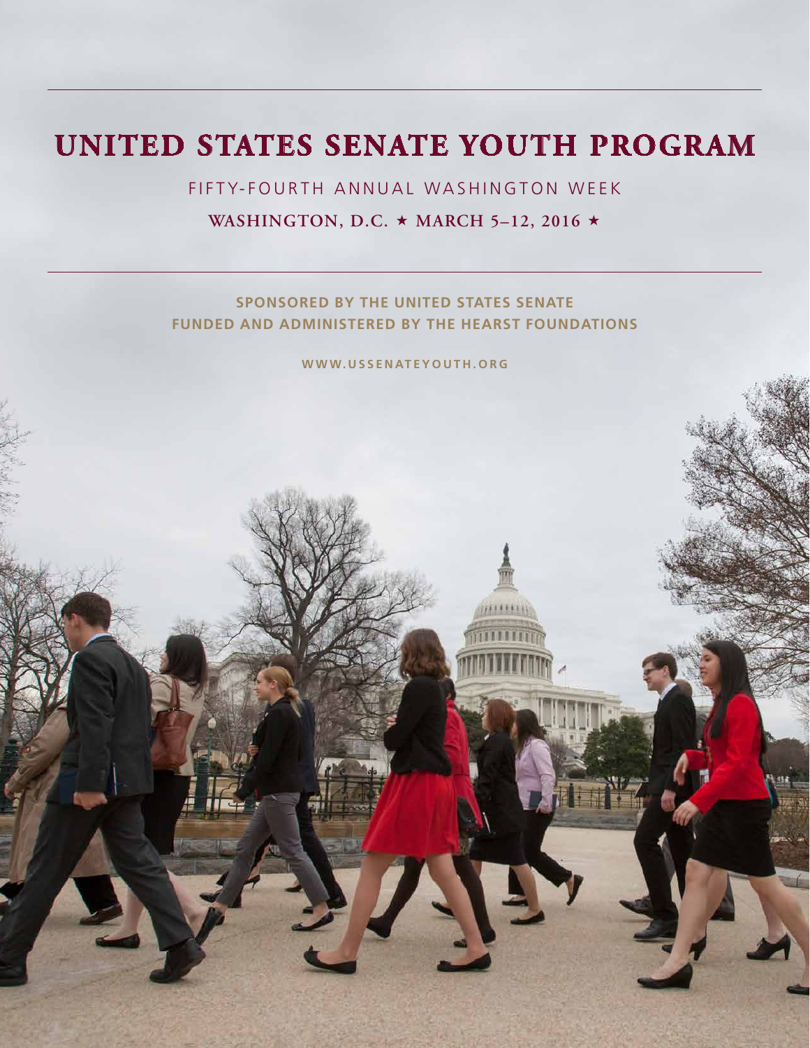# UNITED STATES SENATE YOUTH PROGRAM

FIFTY-FOURTH ANNUAL WASHINGTON WEEK

**WASHINGTON, D.C. ★ MARCH 5–12, 2016 ★**

**SPONSORED BY THE UNITED STATES SENATE**
**FUNDED AND ADMINISTERED BY THE HEARST FOUNDATIONS**

**WWW.USSENATEYOUTH.ORG**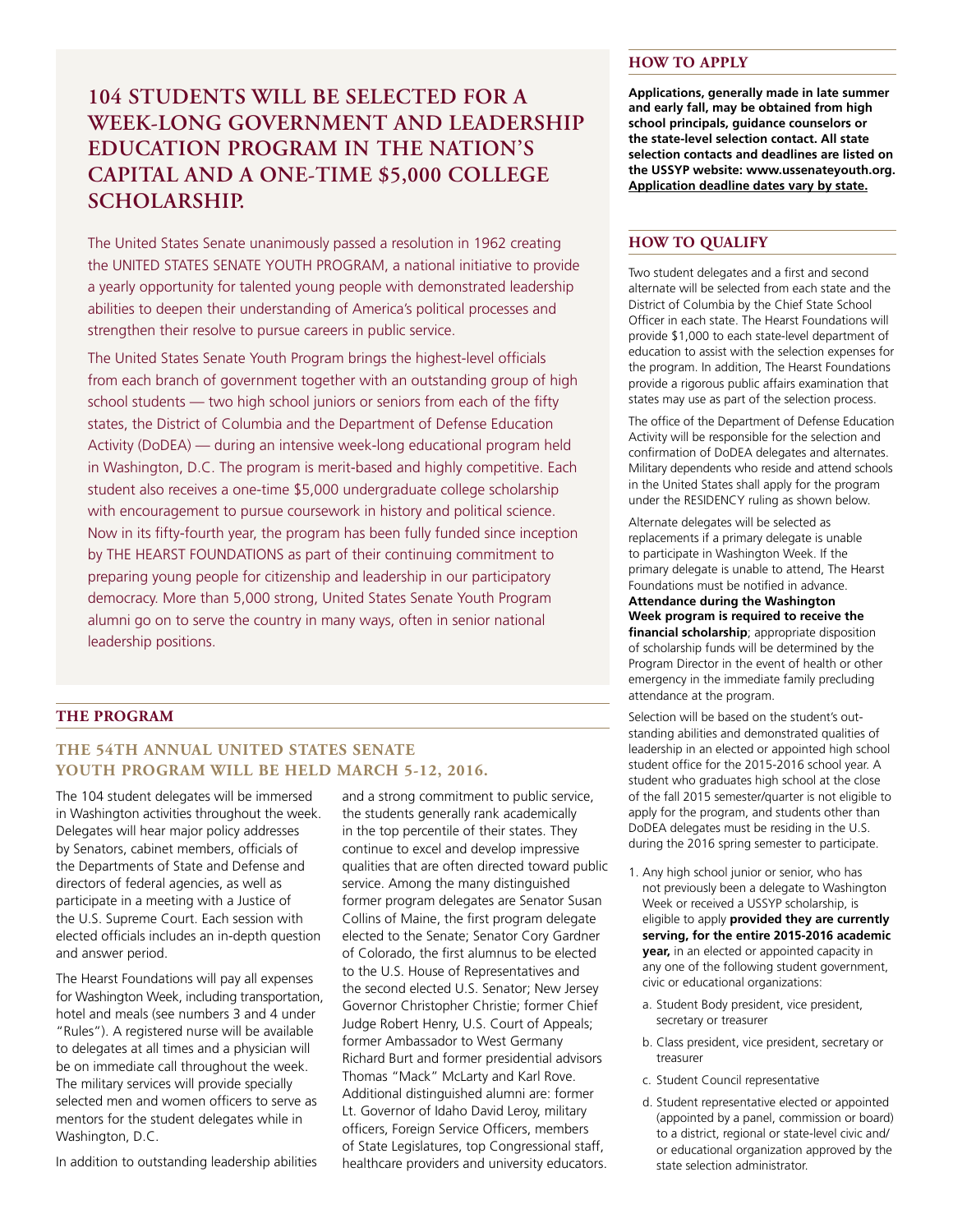## 104 STUDENTS WILL BE SELECTED FOR A WEEK-LONG GOVERNMENT AND LEADERSHIP EDUCATION PROGRAM IN THE NATION'S CAPITAL AND A ONE-TIME $5,000 COLLEGE SCHOLARSHIP.

The United States Senate unanimously passed a resolution in 1962 creating the UNITED STATES SENATE YOUTH PROGRAM, a national initiative to provide a yearly opportunity for talented young people with demonstrated leadership abilities to deepen their understanding of America's political processes and strengthen their resolve to pursue careers in public service.

The United States Senate Youth Program brings the highest-level officials from each branch of government together with an outstanding group of high school students — two high school juniors or seniors from each of the fifty states, the District of Columbia and the Department of Defense Education Activity (DoDEA) — during an intensive week-long educational program held in Washington, D.C. The program is merit-based and highly competitive. Each student also receives a one-time $5,000 undergraduate college scholarship with encouragement to pursue coursework in history and political science. Now in its fifty-fourth year, the program has been fully funded since inception by THE HEARST FOUNDATIONS as part of their continuing commitment to preparing young people for citizenship and leadership in our participatory democracy. More than 5,000 strong, United States Senate Youth Program alumni go on to serve the country in many ways, often in senior national leadership positions.

## THE PROGRAM

### THE 54TH ANNUAL UNITED STATES SENATE YOUTH PROGRAM WILL BE HELD MARCH 5-12, 2016.

The 104 student delegates will be immersed in Washington activities throughout the week. Delegates will hear major policy addresses by Senators, cabinet members, officials of the Departments of State and Defense and directors of federal agencies, as well as participate in a meeting with a Justice of the U.S. Supreme Court. Each session with elected officials includes an in-depth question and answer period.

The Hearst Foundations will pay all expenses for Washington Week, including transportation, hotel and meals (see numbers 3 and 4 under "Rules"). A registered nurse will be available to delegates at all times and a physician will be on immediate call throughout the week. The military services will provide specially selected men and women officers to serve as mentors for the student delegates while in Washington, D.C.

In addition to outstanding leadership abilities and a strong commitment to public service, the students generally rank academically in the top percentile of their states. They continue to excel and develop impressive qualities that are often directed toward public service. Among the many distinguished former program delegates are Senator Susan Collins of Maine, the first program delegate elected to the Senate; Senator Cory Gardner of Colorado, the first alumnus to be elected to the U.S. House of Representatives and the second elected U.S. Senator; New Jersey Governor Christopher Christie; former Chief Judge Robert Henry, U.S. Court of Appeals; former Ambassador to West Germany Richard Burt and former presidential advisors Thomas "Mack" McLarty and Karl Rove. Additional distinguished alumni are: former Lt. Governor of Idaho David Leroy, military officers, Foreign Service Officers, members of State Legislatures, top Congressional staff, healthcare providers and university educators.

## HOW TO APPLY

**Applications, generally made in late summer and early fall, may be obtained from high school principals, guidance counselors or the state-level selection contact. All state selection contacts and deadlines are listed on the USSYP website: www.ussenateyouth.org. Application deadline dates vary by state.**

## HOW TO QUALIFY

Two student delegates and a first and second alternate will be selected from each state and the District of Columbia by the Chief State School Officer in each state. The Hearst Foundations will provide $1,000 to each state-level department of education to assist with the selection expenses for the program. In addition, The Hearst Foundations provide a rigorous public affairs examination that states may use as part of the selection process.

The office of the Department of Defense Education Activity will be responsible for the selection and confirmation of DoDEA delegates and alternates. Military dependents who reside and attend schools in the United States shall apply for the program under the RESIDENCY ruling as shown below.

Alternate delegates will be selected as replacements if a primary delegate is unable to participate in Washington Week. If the primary delegate is unable to attend, The Hearst Foundations must be notified in advance. **Attendance during the Washington Week program is required to receive the financial scholarship**; appropriate disposition of scholarship funds will be determined by the Program Director in the event of health or other emergency in the immediate family precluding attendance at the program.

Selection will be based on the student's outstanding abilities and demonstrated qualities of leadership in an elected or appointed high school student office for the 2015-2016 school year. A student who graduates high school at the close of the fall 2015 semester/quarter is not eligible to apply for the program, and students other than DoDEA delegates must be residing in the U.S. during the 2016 spring semester to participate.

1. Any high school junior or senior, who has not previously been a delegate to Washington Week or received a USSYP scholarship, is eligible to apply **provided they are currently serving, for the entire 2015-2016 academic year,** in an elected or appointed capacity in any one of the following student government, civic or educational organizations:
   a. Student Body president, vice president, secretary or treasurer
   b. Class president, vice president, secretary or treasurer
   c. Student Council representative
   d. Student representative elected or appointed (appointed by a panel, commission or board) to a district, regional or state-level civic and/ or educational organization approved by the state selection administrator.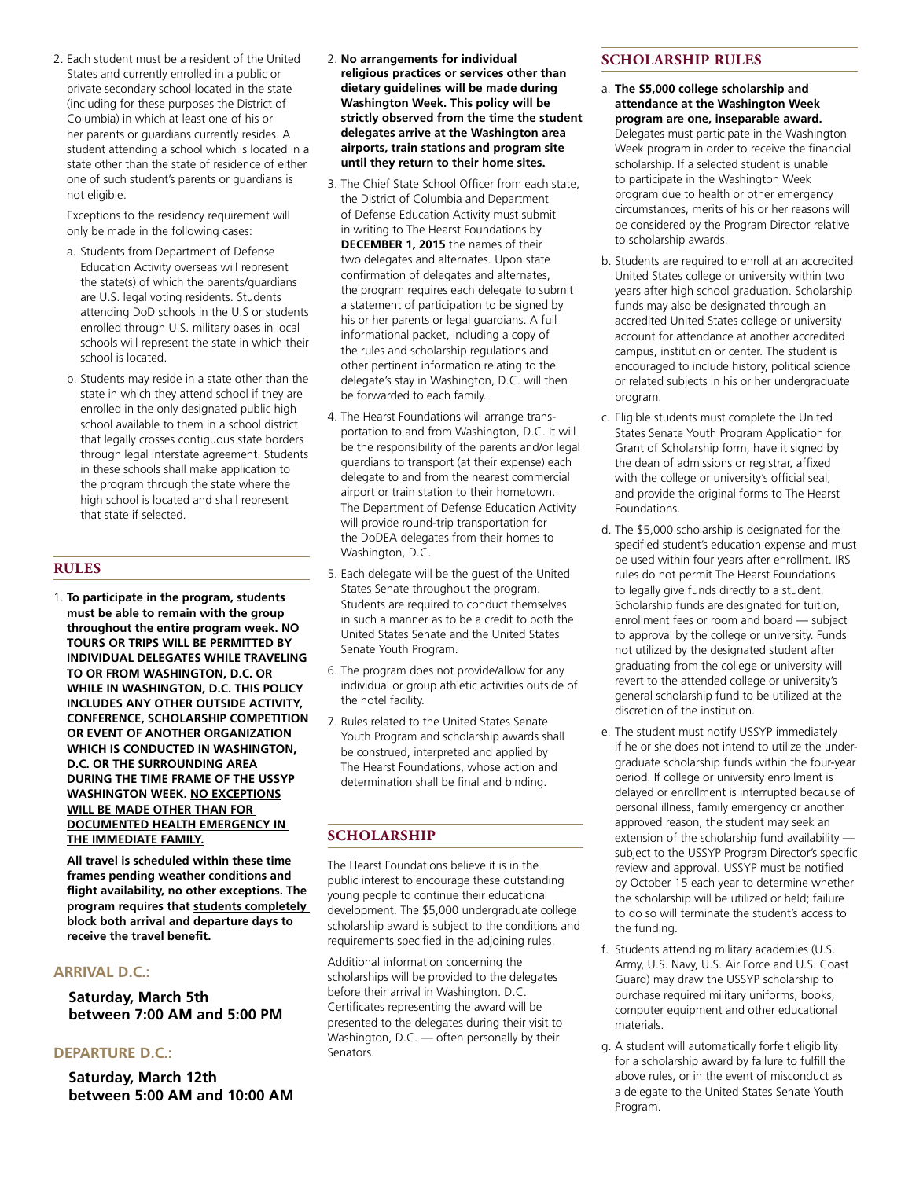2. Each student must be a resident of the United States and currently enrolled in a public or private secondary school located in the state (including for these purposes the District of Columbia) in which at least one of his or her parents or guardians currently resides. A student attending a school which is located in a state other than the state of residence of either one of such student's parents or guardians is not eligible.

   Exceptions to the residency requirement will only be made in the following cases:

   a. Students from Department of Defense Education Activity overseas will represent the state(s) of which the parents/guardians are U.S. legal voting residents. Students attending DoD schools in the U.S or students enrolled through U.S. military bases in local schools will represent the state in which their school is located.

   b. Students may reside in a state other than the state in which they attend school if they are enrolled in the only designated public high school available to them in a school district that legally crosses contiguous state borders through legal interstate agreement. Students in these schools shall make application to the program through the state where the high school is located and shall represent that state if selected.

## RULES

1. **To participate in the program, students must be able to remain with the group throughout the entire program week. NO TOURS OR TRIPS WILL BE PERMITTED BY INDIVIDUAL DELEGATES WHILE TRAVELING TO OR FROM WASHINGTON, D.C. OR WHILE IN WASHINGTON, D.C. THIS POLICY INCLUDES ANY OTHER OUTSIDE ACTIVITY, CONFERENCE, SCHOLARSHIP COMPETITION OR EVENT OF ANOTHER ORGANIZATION WHICH IS CONDUCTED IN WASHINGTON, D.C. OR THE SURROUNDING AREA DURING THE TIME FRAME OF THE USSYP WASHINGTON WEEK. NO EXCEPTIONS WILL BE MADE OTHER THAN FOR DOCUMENTED HEALTH EMERGENCY IN THE IMMEDIATE FAMILY.**

   **All travel is scheduled within these time frames pending weather conditions and flight availability, no other exceptions. The program requires that students completely block both arrival and departure days to receive the travel benefit.**

### ARRIVAL D.C.:

**Saturday, March 5th between 7:00 AM and 5:00 PM**

### DEPARTURE D.C.:

**Saturday, March 12th between 5:00 AM and 10:00 AM**

2. **No arrangements for individual religious practices or services other than dietary guidelines will be made during Washington Week. This policy will be strictly observed from the time the student delegates arrive at the Washington area airports, train stations and program site until they return to their home sites.**

3. The Chief State School Officer from each state, the District of Columbia and Department of Defense Education Activity must submit in writing to The Hearst Foundations by **DECEMBER 1, 2015** the names of their two delegates and alternates. Upon state confirmation of delegates and alternates, the program requires each delegate to submit a statement of participation to be signed by his or her parents or legal guardians. A full informational packet, including a copy of the rules and scholarship regulations and other pertinent information relating to the delegate's stay in Washington, D.C. will then be forwarded to each family.

4. The Hearst Foundations will arrange transportation to and from Washington, D.C. It will be the responsibility of the parents and/or legal guardians to transport (at their expense) each delegate to and from the nearest commercial airport or train station to their hometown. The Department of Defense Education Activity will provide round-trip transportation for the DoDEA delegates from their homes to Washington, D.C.

5. Each delegate will be the guest of the United States Senate throughout the program. Students are required to conduct themselves in such a manner as to be a credit to both the United States Senate and the United States Senate Youth Program.

6. The program does not provide/allow for any individual or group athletic activities outside of the hotel facility.

7. Rules related to the United States Senate Youth Program and scholarship awards shall be construed, interpreted and applied by The Hearst Foundations, whose action and determination shall be final and binding.

## SCHOLARSHIP

The Hearst Foundations believe it is in the public interest to encourage these outstanding young people to continue their educational development. The $5,000 undergraduate college scholarship award is subject to the conditions and requirements specified in the adjoining rules.

Additional information concerning the scholarships will be provided to the delegates before their arrival in Washington. D.C. Certificates representing the award will be presented to the delegates during their visit to Washington, D.C. — often personally by their Senators.

## SCHOLARSHIP RULES

a. **The $5,000 college scholarship and attendance at the Washington Week program are one, inseparable award.** Delegates must participate in the Washington Week program in order to receive the financial scholarship. If a selected student is unable to participate in the Washington Week program due to health or other emergency circumstances, merits of his or her reasons will be considered by the Program Director relative to scholarship awards.

b. Students are required to enroll at an accredited United States college or university within two years after high school graduation. Scholarship funds may also be designated through an accredited United States college or university account for attendance at another accredited campus, institution or center. The student is encouraged to include history, political science or related subjects in his or her undergraduate program.

c. Eligible students must complete the United States Senate Youth Program Application for Grant of Scholarship form, have it signed by the dean of admissions or registrar, affixed with the college or university's official seal, and provide the original forms to The Hearst Foundations.

d. The $5,000 scholarship is designated for the specified student's education expense and must be used within four years after enrollment. IRS rules do not permit The Hearst Foundations to legally give funds directly to a student. Scholarship funds are designated for tuition, enrollment fees or room and board — subject to approval by the college or university. Funds not utilized by the designated student after graduating from the college or university will revert to the attended college or university's general scholarship fund to be utilized at the discretion of the institution.

e. The student must notify USSYP immediately if he or she does not intend to utilize the undergraduate scholarship funds within the four-year period. If college or university enrollment is delayed or enrollment is interrupted because of personal illness, family emergency or another approved reason, the student may seek an extension of the scholarship fund availability — subject to the USSYP Program Director's specific review and approval. USSYP must be notified by October 15 each year to determine whether the scholarship will be utilized or held; failure to do so will terminate the student's access to the funding.

f. Students attending military academies (U.S. Army, U.S. Navy, U.S. Air Force and U.S. Coast Guard) may draw the USSYP scholarship to purchase required military uniforms, books, computer equipment and other educational materials.

g. A student will automatically forfeit eligibility for a scholarship award by failure to fulfill the above rules, or in the event of misconduct as a delegate to the United States Senate Youth Program.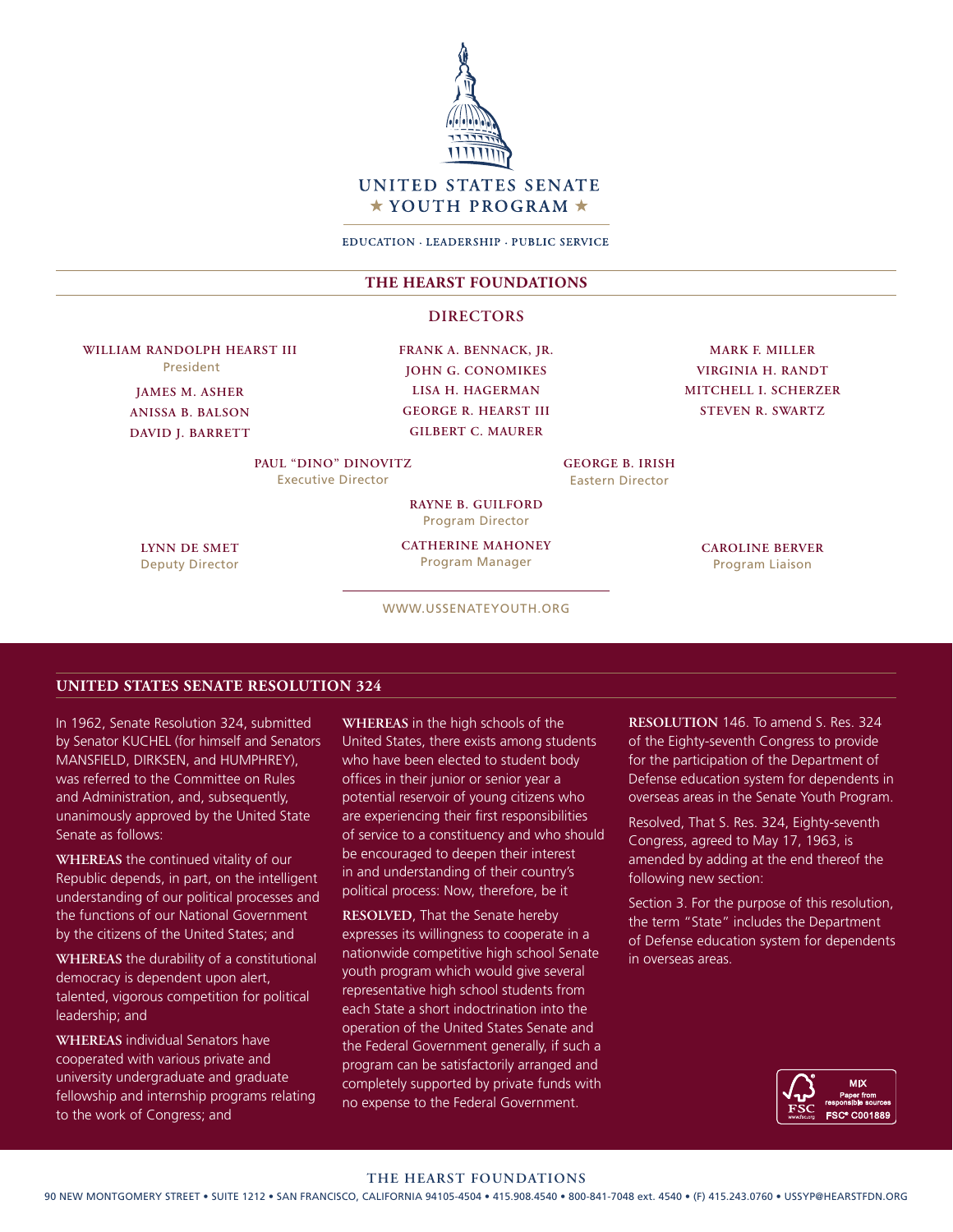# UNITED STATES SENATE ★ YOUTH PROGRAM ★

EDUCATION · LEADERSHIP · PUBLIC SERVICE

## THE HEARST FOUNDATIONS

### DIRECTORS

**WILLIAM RANDOLPH HEARST III**
President

**JAMES M. ASHER**
**ANISSA B. BALSON**
**DAVID J. BARRETT**

**FRANK A. BENNACK, JR.**
**JOHN G. CONOMIKES**
**LISA H. HAGERMAN**
**GEORGE R. HEARST III**
**GILBERT C. MAURER**

**MARK F. MILLER**
**VIRGINIA H. RANDT**
**MITCHELL I. SCHERZER**
**STEVEN R. SWARTZ**

**PAUL "DINO" DINOVITZ**
Executive Director

**GEORGE B. IRISH**
Eastern Director

**RAYNE B. GUILFORD**
Program Director

**LYNN DE SMET**
Deputy Director

**CATHERINE MAHONEY**
Program Manager

**CAROLINE BERVER**
Program Liaison

WWW.USSENATEYOUTH.ORG

## UNITED STATES SENATE RESOLUTION 324

In 1962, Senate Resolution 324, submitted by Senator KUCHEL (for himself and Senators MANSFIELD, DIRKSEN, and HUMPHREY), was referred to the Committee on Rules and Administration, and, subsequently, unanimously approved by the United State Senate as follows:

**WHEREAS** the continued vitality of our Republic depends, in part, on the intelligent understanding of our political processes and the functions of our National Government by the citizens of the United States; and

**WHEREAS** the durability of a constitutional democracy is dependent upon alert, talented, vigorous competition for political leadership; and

**WHEREAS** individual Senators have cooperated with various private and university undergraduate and graduate fellowship and internship programs relating to the work of Congress; and

**WHEREAS** in the high schools of the United States, there exists among students who have been elected to student body offices in their junior or senior year a potential reservoir of young citizens who are experiencing their first responsibilities of service to a constituency and who should be encouraged to deepen their interest in and understanding of their country's political process: Now, therefore, be it

**RESOLVED**, That the Senate hereby expresses its willingness to cooperate in a nationwide competitive high school Senate youth program which would give several representative high school students from each State a short indoctrination into the operation of the United States Senate and the Federal Government generally, if such a program can be satisfactorily arranged and completely supported by private funds with no expense to the Federal Government.

**RESOLUTION** 146. To amend S. Res. 324 of the Eighty-seventh Congress to provide for the participation of the Department of Defense education system for dependents in overseas areas in the Senate Youth Program.

Resolved, That S. Res. 324, Eighty-seventh Congress, agreed to May 17, 1963, is amended by adding at the end thereof the following new section:

Section 3. For the purpose of this resolution, the term "State" includes the Department of Defense education system for dependents in overseas areas.

MIX
Paper from responsible sources
FSC® C001889

THE HEARST FOUNDATIONS

90 NEW MONTGOMERY STREET • SUITE 1212 • SAN FRANCISCO, CALIFORNIA 94105-4504 • 415.908.4540 • 800-841-7048 ext. 4540 • (F) 415.243.0760 • USSYP@HEARSTFDN.ORG